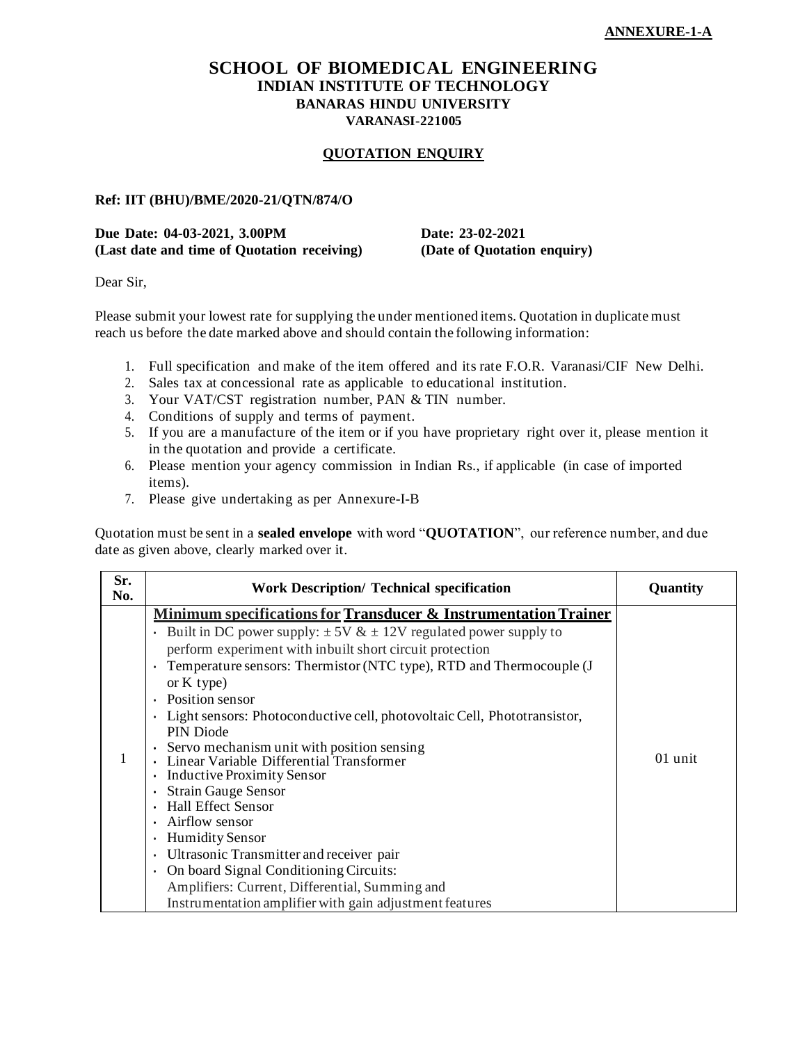**ANNEXURE-1-A**

# SCHOOL OF BIOMEDICAL ENGINEERING
## INDIAN INSTITUTE OF TECHNOLOGY
### BANARAS HINDU UNIVERSITY
### VARANASI-221005

**QUOTATION ENQUIRY**

**Ref: IIT (BHU)/BME/2020-21/QTN/874/O**

**Due Date: 04-03-2021, 3.00PM** | **Date: 23-02-2021**
**(Last date and time of Quotation receiving)** | **(Date of Quotation enquiry)**

Dear Sir,

Please submit your lowest rate for supplying the under mentioned items. Quotation in duplicate must reach us before the date marked above and should contain the following information:

1. Full specification and make of the item offered and its rate F.O.R. Varanasi/CIF New Delhi.
2. Sales tax at concessional rate as applicable to educational institution.
3. Your VAT/CST registration number, PAN & TIN number.
4. Conditions of supply and terms of payment.
5. If you are a manufacture of the item or if you have proprietary right over it, please mention it in the quotation and provide a certificate.
6. Please mention your agency commission in Indian Rs., if applicable (in case of imported items).
7. Please give undertaking as per Annexure-I-B

Quotation must be sent in a **sealed envelope** with word "**QUOTATION**", our reference number, and due date as given above, clearly marked over it.

| Sr. No. | Work Description/ Technical specification | Quantity |
|---|---|---|
| 1 | **Minimum specifications for Transducer & Instrumentation Trainer**<br>• Built in DC power supply: $\pm$ 5V & $\pm$ 12V regulated power supply to perform experiment with inbuilt short circuit protection<br>• Temperature sensors: Thermistor (NTC type), RTD and Thermocouple (J or K type)<br>• Position sensor<br>• Light sensors: Photoconductive cell, photovoltaic Cell, Phototransistor, PIN Diode<br>• Servo mechanism unit with position sensing<br>• Linear Variable Differential Transformer<br>• Inductive Proximity Sensor<br>• Strain Gauge Sensor<br>• Hall Effect Sensor<br>• Airflow sensor<br>• Humidity Sensor<br>• Ultrasonic Transmitter and receiver pair<br>• On board Signal Conditioning Circuits:<br>Amplifiers: Current, Differential, Summing and Instrumentation amplifier with gain adjustment features | 01 unit |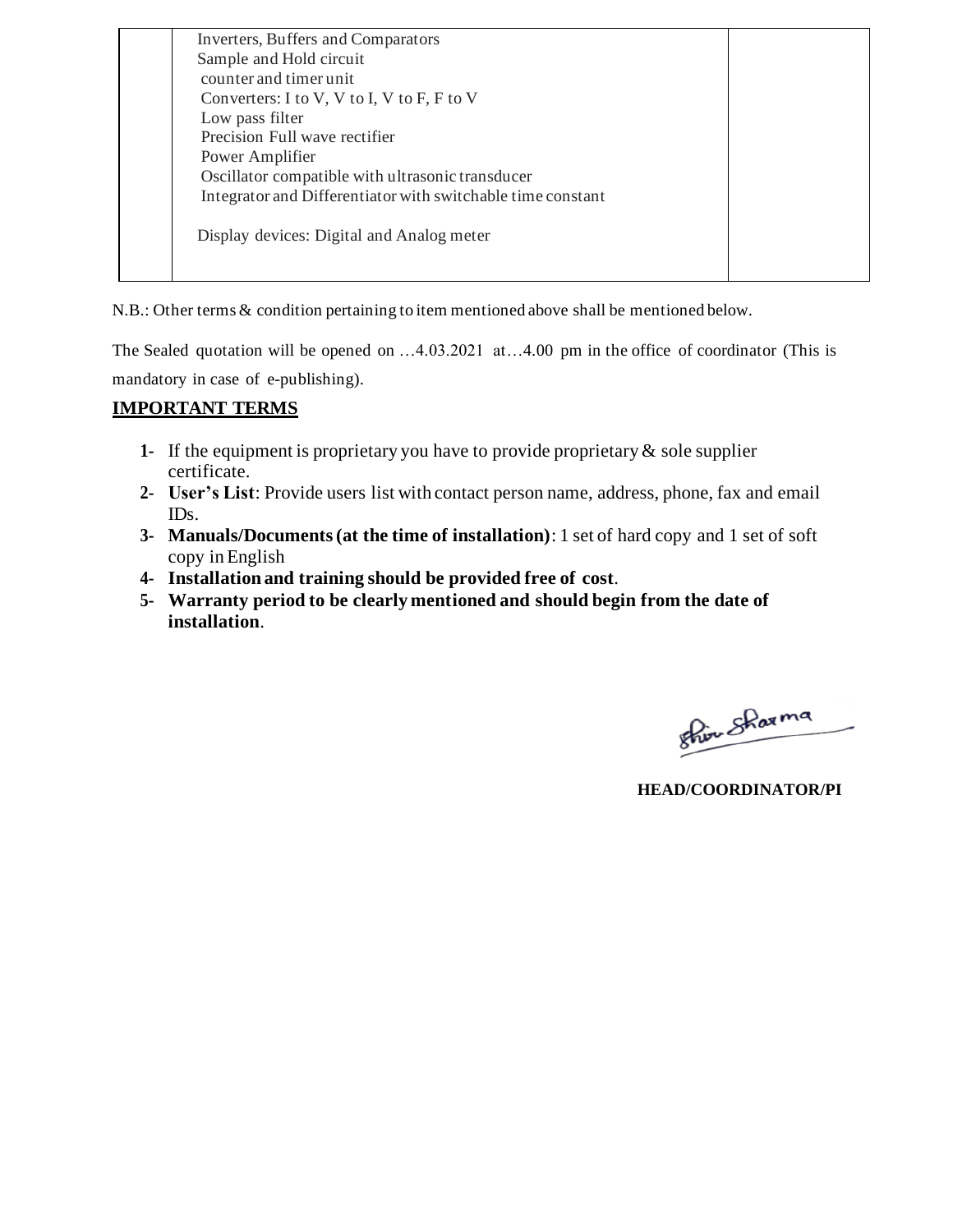|  | Inverters, Buffers and Comparators<br>Sample and Hold circuit<br>counter and timer unit<br>Converters: I to V, V to I, V to F, F to V<br>Low pass filter<br>Precision Full wave rectifier<br>Power Amplifier<br>Oscillator compatible with ultrasonic transducer<br>Integrator and Differentiator with switchable time constant<br><br>Display devices: Digital and Analog meter |  |
|---|---|---|

N.B.: Other terms & condition pertaining to item mentioned above shall be mentioned below.

The Sealed quotation will be opened on …4.03.2021 at…4.00 pm in the office of coordinator (This is mandatory in case of e-publishing).

## IMPORTANT TERMS

1- If the equipment is proprietary you have to provide proprietary & sole supplier certificate.
2- **User's List**: Provide users list with contact person name, address, phone, fax and email IDs.
3- **Manuals/Documents (at the time of installation)**: 1 set of hard copy and 1 set of soft copy in English
4- **Installation and training should be provided free of cost**.
5- **Warranty period to be clearly mentioned and should begin from the date of installation**.

Shiv Sharma

**HEAD/COORDINATOR/PI**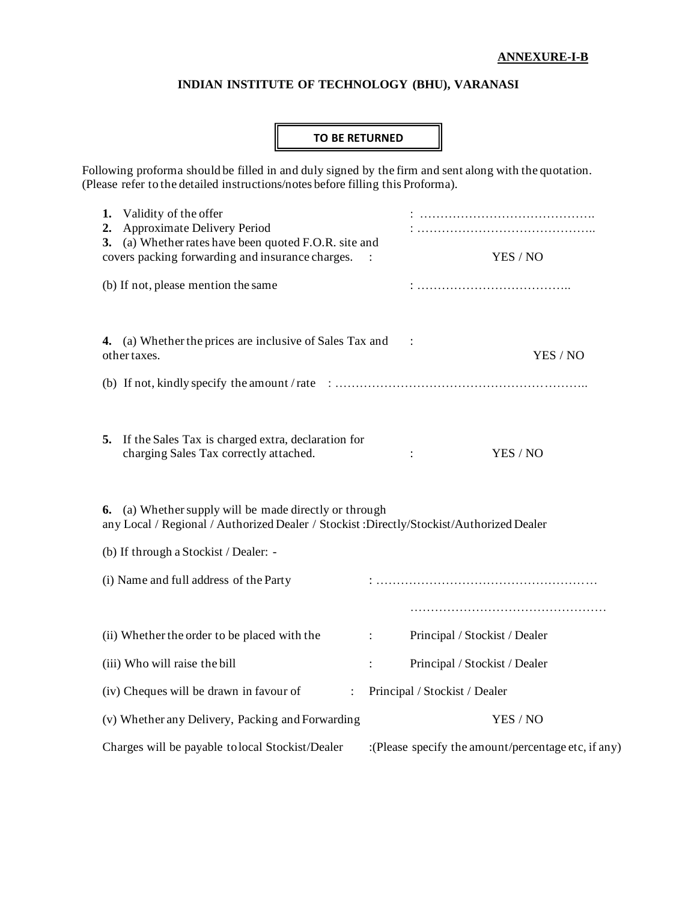**ANNEXURE-I-B**

**INDIAN INSTITUTE OF TECHNOLOGY (BHU), VARANASI**

**TO BE RETURNED**

Following proforma should be filled in and duly signed by the firm and sent along with the quotation. (Please refer to the detailed instructions/notes before filling this Proforma).

**1.** Validity of the offer : …………………………………….

**2.** Approximate Delivery Period : ……………………………………..

**3.** (a) Whether rates have been quoted F.O.R. site and covers packing forwarding and insurance charges. : YES / NO

(b) If not, please mention the same : ………………………………..

**4.** (a) Whether the prices are inclusive of Sales Tax and other taxes. : YES / NO

(b) If not, kindly specify the amount / rate : ……………………………………………………..

**5.** If the Sales Tax is charged extra, declaration for charging Sales Tax correctly attached. : YES / NO

**6.** (a) Whether supply will be made directly or through any Local / Regional / Authorized Dealer / Stockist :Directly/Stockist/Authorized Dealer

(b) If through a Stockist / Dealer: -

(i) Name and full address of the Party : ………………………………………………

…………………………………………

(ii) Whether the order to be placed with the : Principal / Stockist / Dealer

(iii) Who will raise the bill : Principal / Stockist / Dealer

(iv) Cheques will be drawn in favour of : Principal / Stockist / Dealer

(v) Whether any Delivery, Packing and Forwarding Charges will be payable to local Stockist/Dealer : YES / NO (Please specify the amount/percentage etc, if any)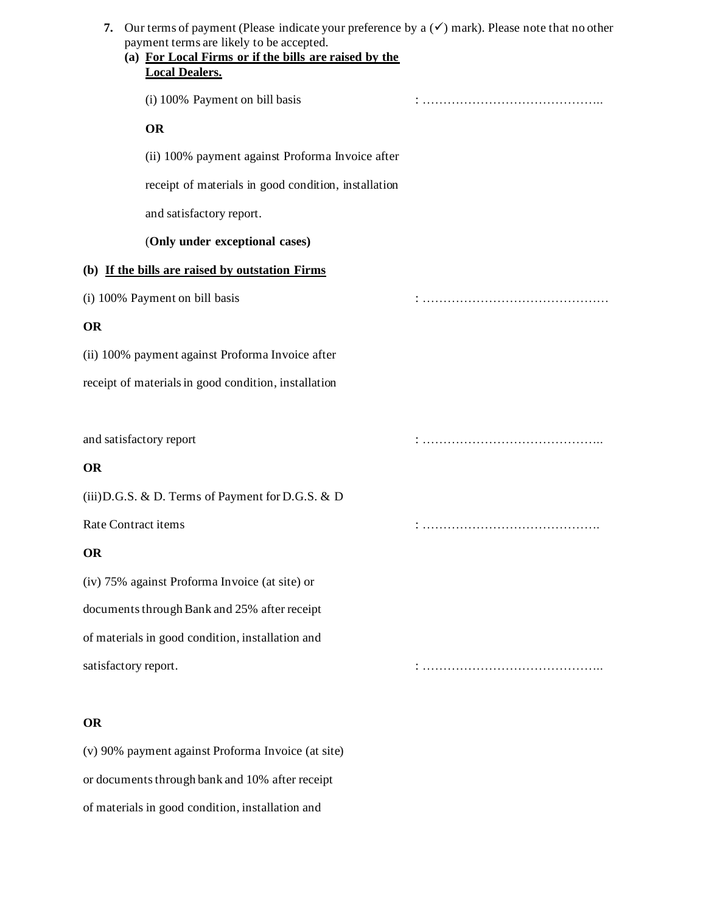**7.** Our terms of payment (Please indicate your preference by a (✓) mark). Please note that no other payment terms are likely to be accepted.

**(a) For Local Firms or if the bills are raised by the Local Dealers.**

(i) 100% Payment on bill basis : ……………………………………..

**OR**

(ii) 100% payment against Proforma Invoice after receipt of materials in good condition, installation and satisfactory report.

(**Only under exceptional cases)**

**(b) If the bills are raised by outstation Firms**

(i) 100% Payment on bill basis : ………………………………………

**OR**

(ii) 100% payment against Proforma Invoice after receipt of materials in good condition, installation and satisfactory report : ……………………………………..

**OR**

(iii)D.G.S. & D. Terms of Payment for D.G.S. & D Rate Contract items : …………………………………….

**OR**

(iv) 75% against Proforma Invoice (at site) or documents through Bank and 25% after receipt of materials in good condition, installation and satisfactory report. : ……………………………………..

**OR**

(v) 90% payment against Proforma Invoice (at site) or documents through bank and 10% after receipt of materials in good condition, installation and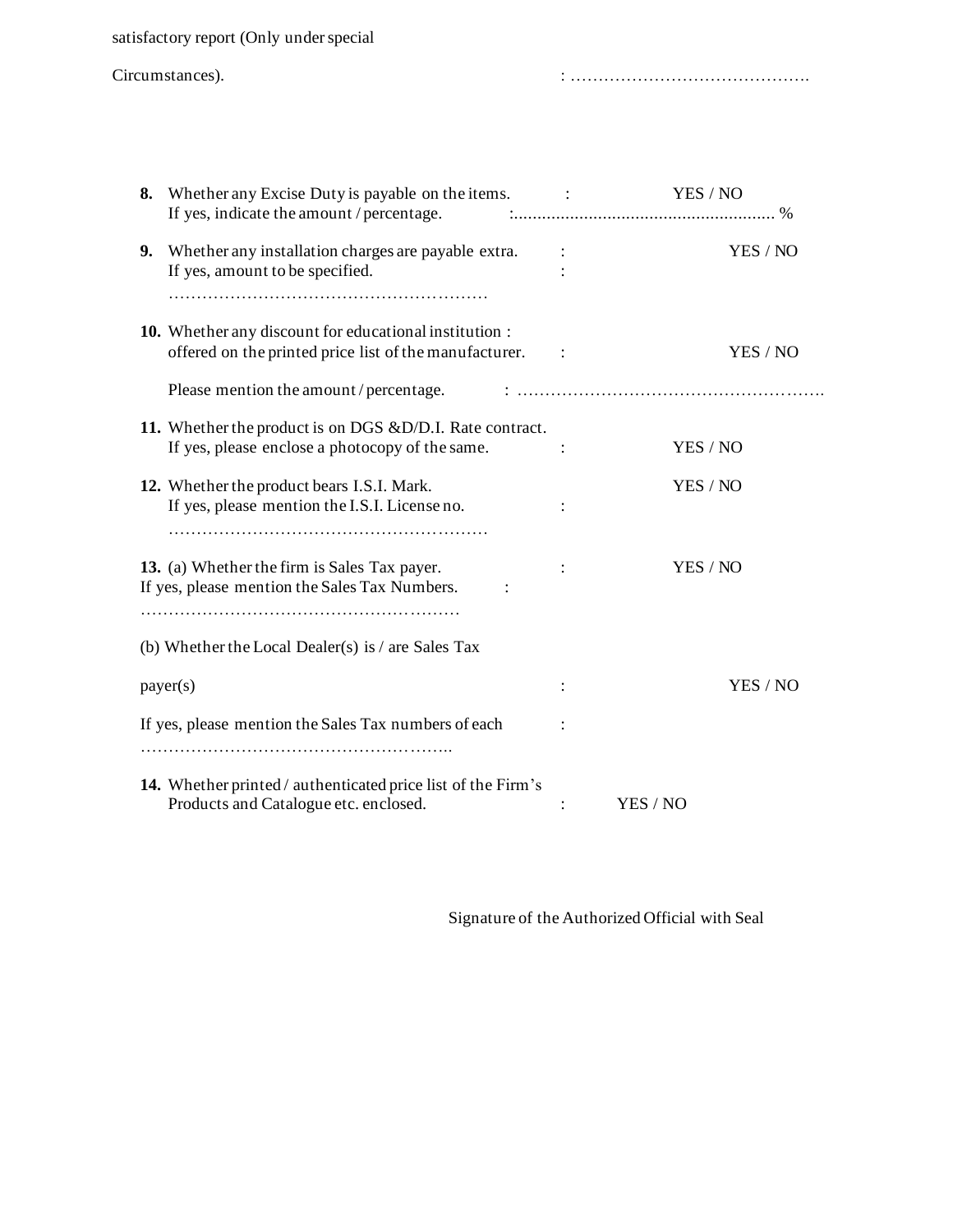satisfactory report (Only under special

Circumstances). : …………………………………….

**8.** Whether any Excise Duty is payable on the items. : YES / NO
If yes, indicate the amount / percentage. :........................................................ %

**9.** Whether any installation charges are payable extra. : YES / NO
If yes, amount to be specified. :
…………………………………………………

**10.** Whether any discount for educational institution :
offered on the printed price list of the manufacturer. : YES / NO

Please mention the amount / percentage. : ……………………………………………….

**11.** Whether the product is on DGS &D/D.I. Rate contract.
If yes, please enclose a photocopy of the same. : YES / NO

**12.** Whether the product bears I.S.I. Mark. YES / NO
If yes, please mention the I.S.I. License no. :
…………………………………………………

**13.** (a) Whether the firm is Sales Tax payer. : YES / NO
If yes, please mention the Sales Tax Numbers. :
…………………………………………………

(b) Whether the Local Dealer(s) is / are Sales Tax

payer(s) : YES / NO

If yes, please mention the Sales Tax numbers of each :
………………………………………………..

**14.** Whether printed / authenticated price list of the Firm's
Products and Catalogue etc. enclosed. : YES / NO

Signature of the Authorized Official with Seal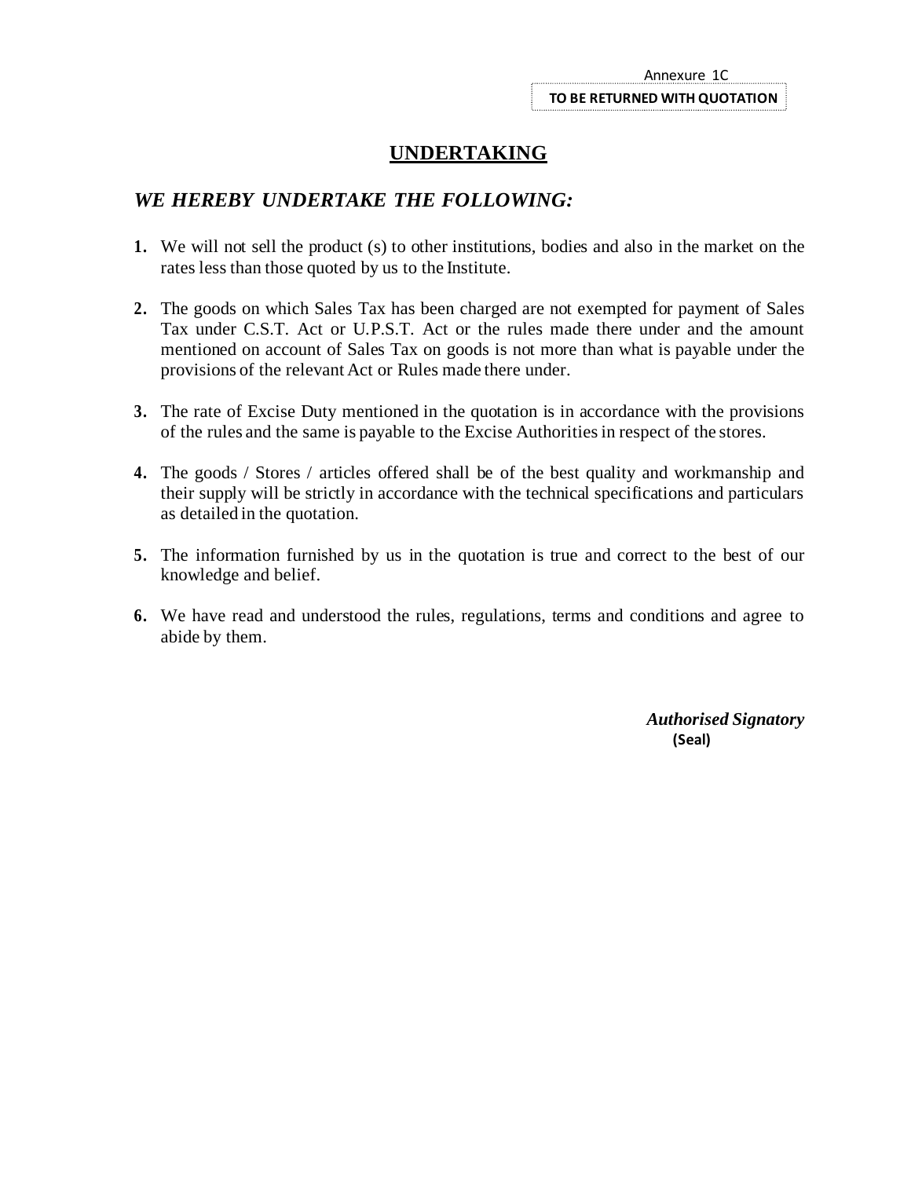Annexure 1C

**TO BE RETURNED WITH QUOTATION**

# UNDERTAKING

## *WE HEREBY UNDERTAKE THE FOLLOWING:*

1. We will not sell the product (s) to other institutions, bodies and also in the market on the rates less than those quoted by us to the Institute.

2. The goods on which Sales Tax has been charged are not exempted for payment of Sales Tax under C.S.T. Act or U.P.S.T. Act or the rules made there under and the amount mentioned on account of Sales Tax on goods is not more than what is payable under the provisions of the relevant Act or Rules made there under.

3. The rate of Excise Duty mentioned in the quotation is in accordance with the provisions of the rules and the same is payable to the Excise Authorities in respect of the stores.

4. The goods / Stores / articles offered shall be of the best quality and workmanship and their supply will be strictly in accordance with the technical specifications and particulars as detailed in the quotation.

5. The information furnished by us in the quotation is true and correct to the best of our knowledge and belief.

6. We have read and understood the rules, regulations, terms and conditions and agree to abide by them.

***Authorised Signatory***

**(Seal)**